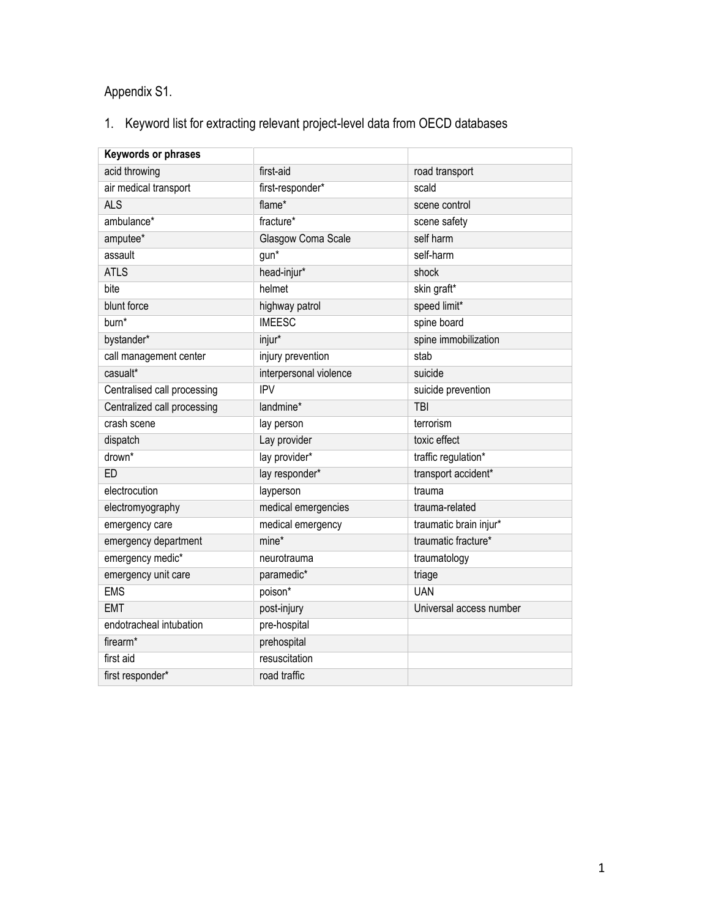Appendix S1.

1. Keyword list for extracting relevant project-level data from OECD databases

| Keywords or phrases | | |
|---|---|---|
| acid throwing | first-aid | road transport |
| air medical transport | first-responder* | scald |
| ALS | flame* | scene control |
| ambulance* | fracture* | scene safety |
| amputee* | Glasgow Coma Scale | self harm |
| assault | gun* | self-harm |
| ATLS | head-injur* | shock |
| bite | helmet | skin graft* |
| blunt force | highway patrol | speed limit* |
| burn* | IMEESC | spine board |
| bystander* | injur* | spine immobilization |
| call management center | injury prevention | stab |
| casualt* | interpersonal violence | suicide |
| Centralised call processing | IPV | suicide prevention |
| Centralized call processing | landmine* | TBI |
| crash scene | lay person | terrorism |
| dispatch | Lay provider | toxic effect |
| drown* | lay provider* | traffic regulation* |
| ED | lay responder* | transport accident* |
| electrocution | layperson | trauma |
| electromyography | medical emergencies | trauma-related |
| emergency care | medical emergency | traumatic brain injur* |
| emergency department | mine* | traumatic fracture* |
| emergency medic* | neurotrauma | traumatology |
| emergency unit care | paramedic* | triage |
| EMS | poison* | UAN |
| EMT | post-injury | Universal access number |
| endotracheal intubation | pre-hospital | |
| firearm* | prehospital | |
| first aid | resuscitation | |
| first responder* | road traffic | |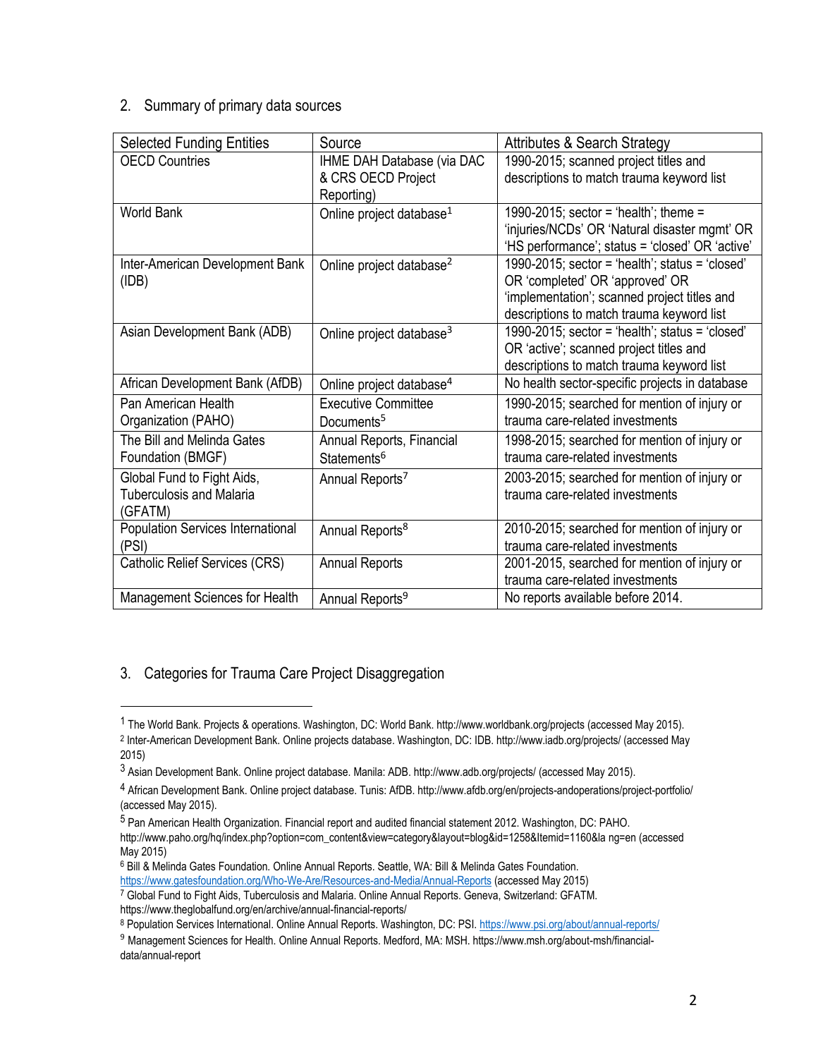## 2. Summary of primary data sources

| Selected Funding Entities | Source | Attributes & Search Strategy |
|---|---|---|
| OECD Countries | IHME DAH Database (via DAC & CRS OECD Project Reporting) | 1990-2015; scanned project titles and descriptions to match trauma keyword list |
| World Bank | Online project database[1] | 1990-2015; sector = 'health'; theme = 'injuries/NCDs' OR 'Natural disaster mgmt' OR 'HS performance'; status = 'closed' OR 'active' |
| Inter-American Development Bank (IDB) | Online project database[2] | 1990-2015; sector = 'health'; status = 'closed' OR 'completed' OR 'approved' OR 'implementation'; scanned project titles and descriptions to match trauma keyword list |
| Asian Development Bank (ADB) | Online project database[3] | 1990-2015; sector = 'health'; status = 'closed' OR 'active'; scanned project titles and descriptions to match trauma keyword list |
| African Development Bank (AfDB) | Online project database[4] | No health sector-specific projects in database |
| Pan American Health Organization (PAHO) | Executive Committee Documents[5] | 1990-2015; searched for mention of injury or trauma care-related investments |
| The Bill and Melinda Gates Foundation (BMGF) | Annual Reports, Financial Statements[6] | 1998-2015; searched for mention of injury or trauma care-related investments |
| Global Fund to Fight Aids, Tuberculosis and Malaria (GFATM) | Annual Reports[7] | 2003-2015; searched for mention of injury or trauma care-related investments |
| Population Services International (PSI) | Annual Reports[8] | 2010-2015; searched for mention of injury or trauma care-related investments |
| Catholic Relief Services (CRS) | Annual Reports | 2001-2015, searched for mention of injury or trauma care-related investments |
| Management Sciences for Health | Annual Reports[9] | No reports available before 2014. |

## 3. Categories for Trauma Care Project Disaggregation

---

[1] The World Bank. Projects & operations. Washington, DC: World Bank. http://www.worldbank.org/projects (accessed May 2015).

[2] Inter-American Development Bank. Online projects database. Washington, DC: IDB. http://www.iadb.org/projects/ (accessed May 2015)

[3] Asian Development Bank. Online project database. Manila: ADB. http://www.adb.org/projects/ (accessed May 2015).

[4] African Development Bank. Online project database. Tunis: AfDB. http://www.afdb.org/en/projects-andoperations/project-portfolio/ (accessed May 2015).

[5] Pan American Health Organization. Financial report and audited financial statement 2012. Washington, DC: PAHO. http://www.paho.org/hq/index.php?option=com_content&view=category&layout=blog&id=1258&Itemid=1160&la ng=en (accessed May 2015)

[6] Bill & Melinda Gates Foundation. Online Annual Reports. Seattle, WA: Bill & Melinda Gates Foundation. https://www.gatesfoundation.org/Who-We-Are/Resources-and-Media/Annual-Reports (accessed May 2015)

[7] Global Fund to Fight Aids, Tuberculosis and Malaria. Online Annual Reports. Geneva, Switzerland: GFATM. https://www.theglobalfund.org/en/archive/annual-financial-reports/

[8] Population Services International. Online Annual Reports. Washington, DC: PSI. https://www.psi.org/about/annual-reports/

[9] Management Sciences for Health. Online Annual Reports. Medford, MA: MSH. https://www.msh.org/about-msh/financial-data/annual-report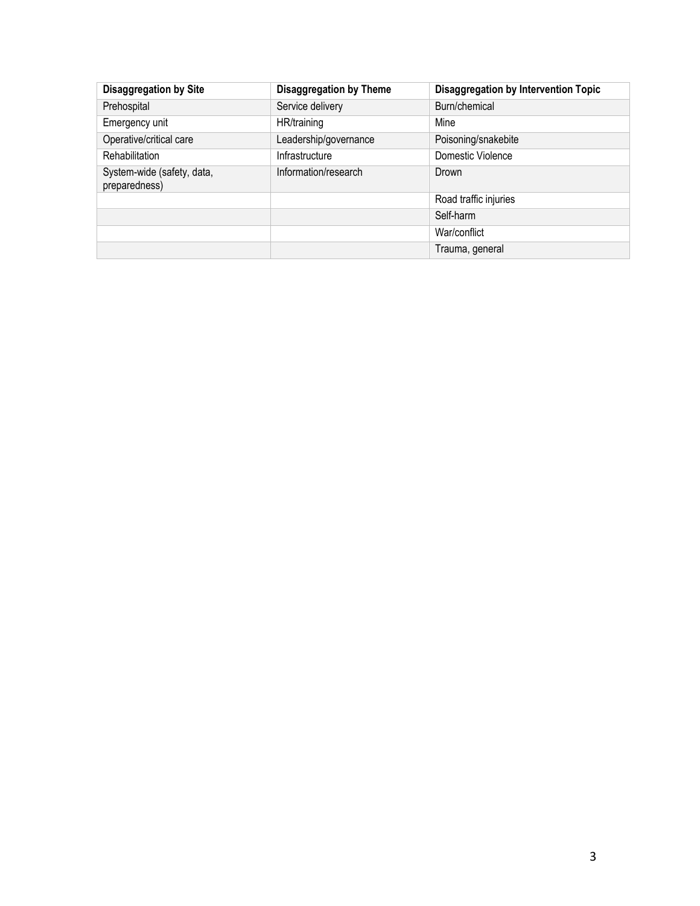| Disaggregation by Site | Disaggregation by Theme | Disaggregation by Intervention Topic |
| --- | --- | --- |
| Prehospital | Service delivery | Burn/chemical |
| Emergency unit | HR/training | Mine |
| Operative/critical care | Leadership/governance | Poisoning/snakebite |
| Rehabilitation | Infrastructure | Domestic Violence |
| System-wide (safety, data, preparedness) | Information/research | Drown |
| | | Road traffic injuries |
| | | Self-harm |
| | | War/conflict |
| | | Trauma, general |